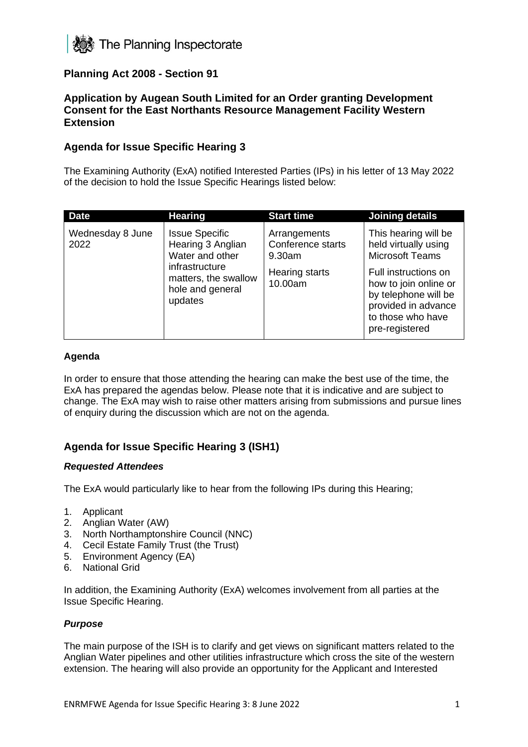The Planning Inspectorate

## Planning Act 2008 - Section 91

## Application by Augean South Limited for an Order granting Development Consent for the East Northants Resource Management Facility Western Extension

## Agenda for Issue Specific Hearing 3

The Examining Authority (ExA) notified Interested Parties (IPs) in his letter of 13 May 2022 of the decision to hold the Issue Specific Hearings listed below:

| Date | Hearing | Start time | Joining details |
|---|---|---|---|
| Wednesday 8 June 2022 | Issue Specific Hearing 3 Anglian Water and other infrastructure matters, the swallow hole and general updates | Arrangements Conference starts 9.30am<br><br>Hearing starts 10.00am | This hearing will be held virtually using Microsoft Teams<br><br>Full instructions on how to join online or by telephone will be provided in advance to those who have pre-registered |

### Agenda

In order to ensure that those attending the hearing can make the best use of the time, the ExA has prepared the agendas below. Please note that it is indicative and are subject to change. The ExA may wish to raise other matters arising from submissions and pursue lines of enquiry during the discussion which are not on the agenda.

## Agenda for Issue Specific Hearing 3 (ISH1)

#### *Requested Attendees*

The ExA would particularly like to hear from the following IPs during this Hearing;

1. Applicant
2. Anglian Water (AW)
3. North Northamptonshire Council (NNC)
4. Cecil Estate Family Trust (the Trust)
5. Environment Agency (EA)
6. National Grid

In addition, the Examining Authority (ExA) welcomes involvement from all parties at the Issue Specific Hearing.

#### *Purpose*

The main purpose of the ISH is to clarify and get views on significant matters related to the Anglian Water pipelines and other utilities infrastructure which cross the site of the western extension. The hearing will also provide an opportunity for the Applicant and Interested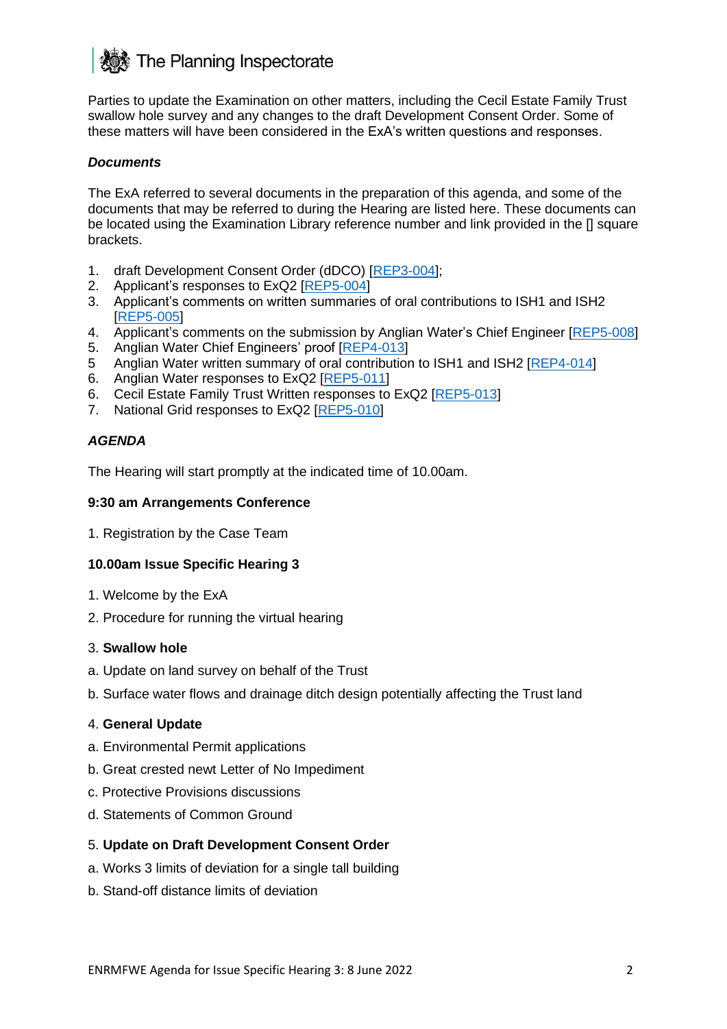Parties to update the Examination on other matters, including the Cecil Estate Family Trust swallow hole survey and any changes to the draft Development Consent Order. Some of these matters will have been considered in the ExA's written questions and responses.

***Documents***

The ExA referred to several documents in the preparation of this agenda, and some of the documents that may be referred to during the Hearing are listed here. These documents can be located using the Examination Library reference number and link provided in the [] square brackets.

1. draft Development Consent Order (dDCO) [REP3-004];
2. Applicant's responses to ExQ2 [REP5-004]
3. Applicant's comments on written summaries of oral contributions to ISH1 and ISH2 [REP5-005]
4. Applicant's comments on the submission by Anglian Water's Chief Engineer [REP5-008]
5. Anglian Water Chief Engineers' proof [REP4-013]
5 Anglian Water written summary of oral contribution to ISH1 and ISH2 [REP4-014]
6. Anglian Water responses to ExQ2 [REP5-011]
6. Cecil Estate Family Trust Written responses to ExQ2 [REP5-013]
7. National Grid responses to ExQ2 [REP5-010]

***AGENDA***

The Hearing will start promptly at the indicated time of 10.00am.

**9:30 am Arrangements Conference**

1. Registration by the Case Team

**10.00am Issue Specific Hearing 3**

1. Welcome by the ExA

2. Procedure for running the virtual hearing

3. **Swallow hole**

a. Update on land survey on behalf of the Trust

b. Surface water flows and drainage ditch design potentially affecting the Trust land

4. **General Update**

a. Environmental Permit applications

b. Great crested newt Letter of No Impediment

c. Protective Provisions discussions

d. Statements of Common Ground

5. **Update on Draft Development Consent Order**

a. Works 3 limits of deviation for a single tall building

b. Stand-off distance limits of deviation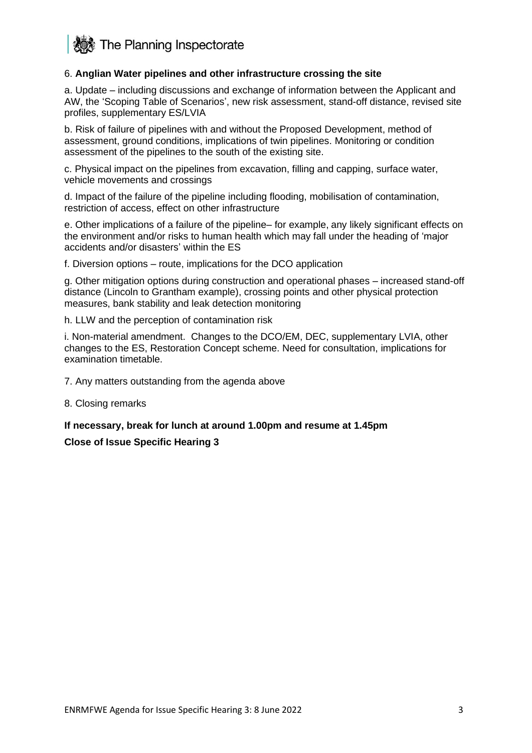6. **Anglian Water pipelines and other infrastructure crossing the site**

a. Update – including discussions and exchange of information between the Applicant and AW, the 'Scoping Table of Scenarios', new risk assessment, stand-off distance, revised site profiles, supplementary ES/LVIA

b. Risk of failure of pipelines with and without the Proposed Development, method of assessment, ground conditions, implications of twin pipelines. Monitoring or condition assessment of the pipelines to the south of the existing site.

c. Physical impact on the pipelines from excavation, filling and capping, surface water, vehicle movements and crossings

d. Impact of the failure of the pipeline including flooding, mobilisation of contamination, restriction of access, effect on other infrastructure

e. Other implications of a failure of the pipeline– for example, any likely significant effects on the environment and/or risks to human health which may fall under the heading of 'major accidents and/or disasters' within the ES

f. Diversion options – route, implications for the DCO application

g. Other mitigation options during construction and operational phases – increased stand-off distance (Lincoln to Grantham example), crossing points and other physical protection measures, bank stability and leak detection monitoring

h. LLW and the perception of contamination risk

i. Non-material amendment. Changes to the DCO/EM, DEC, supplementary LVIA, other changes to the ES, Restoration Concept scheme. Need for consultation, implications for examination timetable.

7. Any matters outstanding from the agenda above

8. Closing remarks

**If necessary, break for lunch at around 1.00pm and resume at 1.45pm**

**Close of Issue Specific Hearing 3**